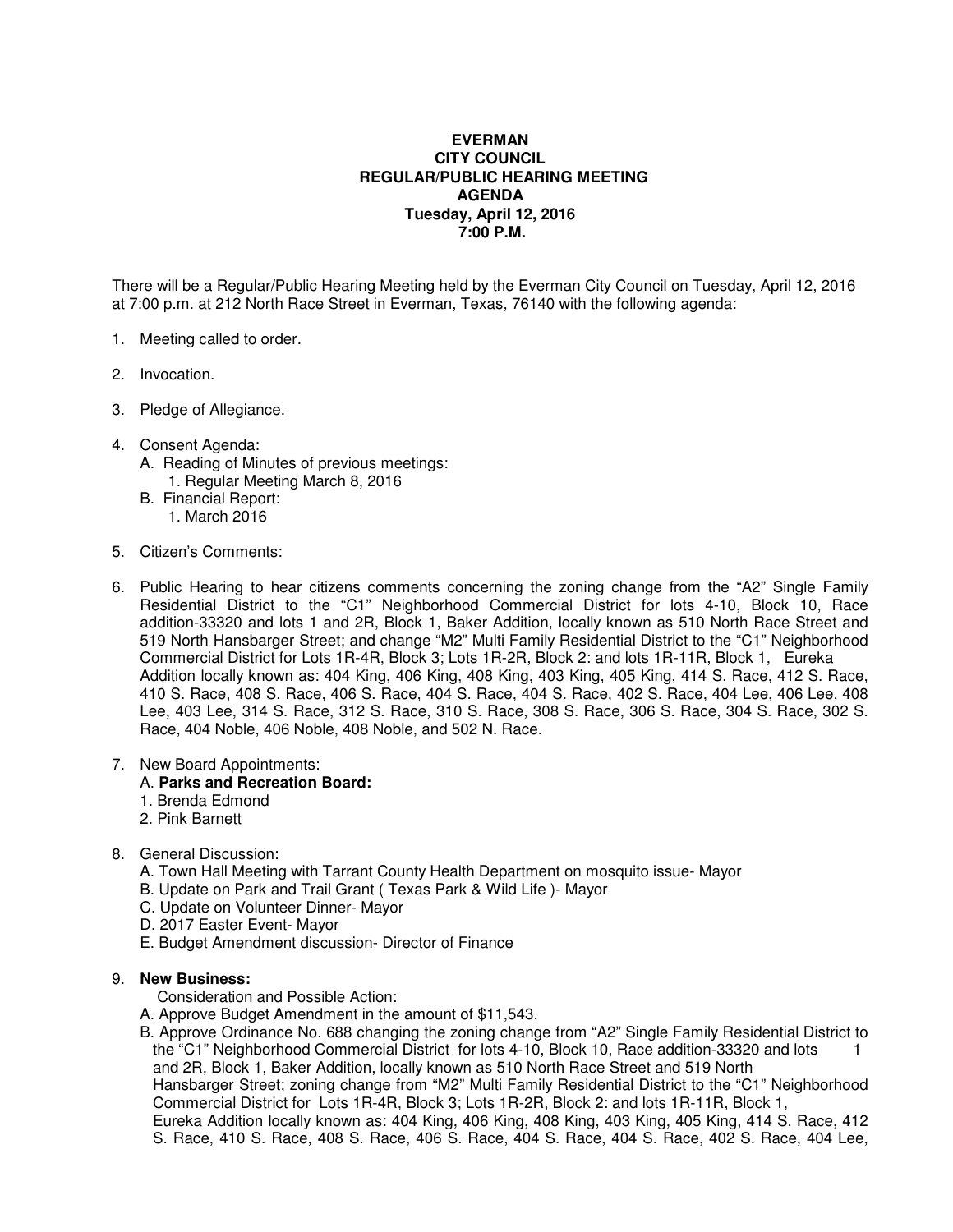**EVERMAN**
**CITY COUNCIL**
**REGULAR/PUBLIC HEARING MEETING**
**AGENDA**
**Tuesday, April 12, 2016**
**7:00 P.M.**

There will be a Regular/Public Hearing Meeting held by the Everman City Council on Tuesday, April 12, 2016 at 7:00 p.m. at 212 North Race Street in Everman, Texas, 76140 with the following agenda:

1. Meeting called to order.

2. Invocation.

3. Pledge of Allegiance.

4. Consent Agenda:
   A. Reading of Minutes of previous meetings:
      1. Regular Meeting March 8, 2016
   B. Financial Report:
      1. March 2016

5. Citizen's Comments:

6. Public Hearing to hear citizens comments concerning the zoning change from the "A2" Single Family Residential District to the "C1" Neighborhood Commercial District for lots 4-10, Block 10, Race addition-33320 and lots 1 and 2R, Block 1, Baker Addition, locally known as 510 North Race Street and 519 North Hansbarger Street; and change "M2" Multi Family Residential District to the "C1" Neighborhood Commercial District for Lots 1R-4R, Block 3; Lots 1R-2R, Block 2: and lots 1R-11R, Block 1, Eureka Addition locally known as: 404 King, 406 King, 408 King, 403 King, 405 King, 414 S. Race, 412 S. Race, 410 S. Race, 408 S. Race, 406 S. Race, 404 S. Race, 404 S. Race, 402 S. Race, 404 Lee, 406 Lee, 408 Lee, 403 Lee, 314 S. Race, 312 S. Race, 310 S. Race, 308 S. Race, 306 S. Race, 304 S. Race, 302 S. Race, 404 Noble, 406 Noble, 408 Noble, and 502 N. Race.

7. New Board Appointments:
   A. **Parks and Recreation Board:**
   1. Brenda Edmond
   2. Pink Barnett

8. General Discussion:
   A. Town Hall Meeting with Tarrant County Health Department on mosquito issue- Mayor
   B. Update on Park and Trail Grant ( Texas Park & Wild Life )- Mayor
   C. Update on Volunteer Dinner- Mayor
   D. 2017 Easter Event- Mayor
   E. Budget Amendment discussion- Director of Finance

9. **New Business:**
   Consideration and Possible Action:
   A. Approve Budget Amendment in the amount of $11,543.
   B. Approve Ordinance No. 688 changing the zoning change from "A2" Single Family Residential District to the "C1" Neighborhood Commercial District for lots 4-10, Block 10, Race addition-33320 and lots 1 and 2R, Block 1, Baker Addition, locally known as 510 North Race Street and 519 North Hansbarger Street; zoning change from "M2" Multi Family Residential District to the "C1" Neighborhood Commercial District for Lots 1R-4R, Block 3; Lots 1R-2R, Block 2: and lots 1R-11R, Block 1, Eureka Addition locally known as: 404 King, 406 King, 408 King, 403 King, 405 King, 414 S. Race, 412 S. Race, 410 S. Race, 408 S. Race, 406 S. Race, 404 S. Race, 404 S. Race, 402 S. Race, 404 Lee,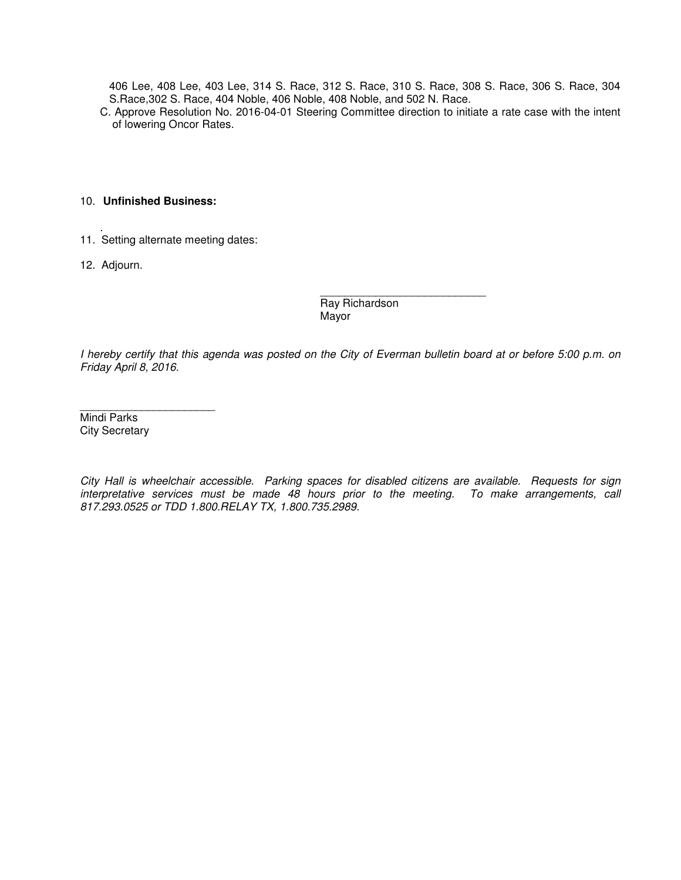406 Lee, 408 Lee, 403 Lee, 314 S. Race, 312 S. Race, 310 S. Race, 308 S. Race, 306 S. Race, 304 S.Race,302 S. Race, 404 Noble, 406 Noble, 408 Noble, and 502 N. Race.

C. Approve Resolution No. 2016-04-01 Steering Committee direction to initiate a rate case with the intent of lowering Oncor Rates.

10. **Unfinished Business:**

11. Setting alternate meeting dates:

12. Adjourn.

\_\_\_\_\_\_\_\_\_\_\_\_\_\_\_\_\_\_\_\_\_\_\_\_\_\_\_\_
Ray Richardson
Mayor

*I hereby certify that this agenda was posted on the City of Everman bulletin board at or before 5:00 p.m. on Friday April 8, 2016.*

\_\_\_\_\_\_\_\_\_\_\_\_\_\_\_\_\_\_\_\_\_\_\_
Mindi Parks
City Secretary

*City Hall is wheelchair accessible. Parking spaces for disabled citizens are available. Requests for sign interpretative services must be made 48 hours prior to the meeting. To make arrangements, call 817.293.0525 or TDD 1.800.RELAY TX, 1.800.735.2989.*